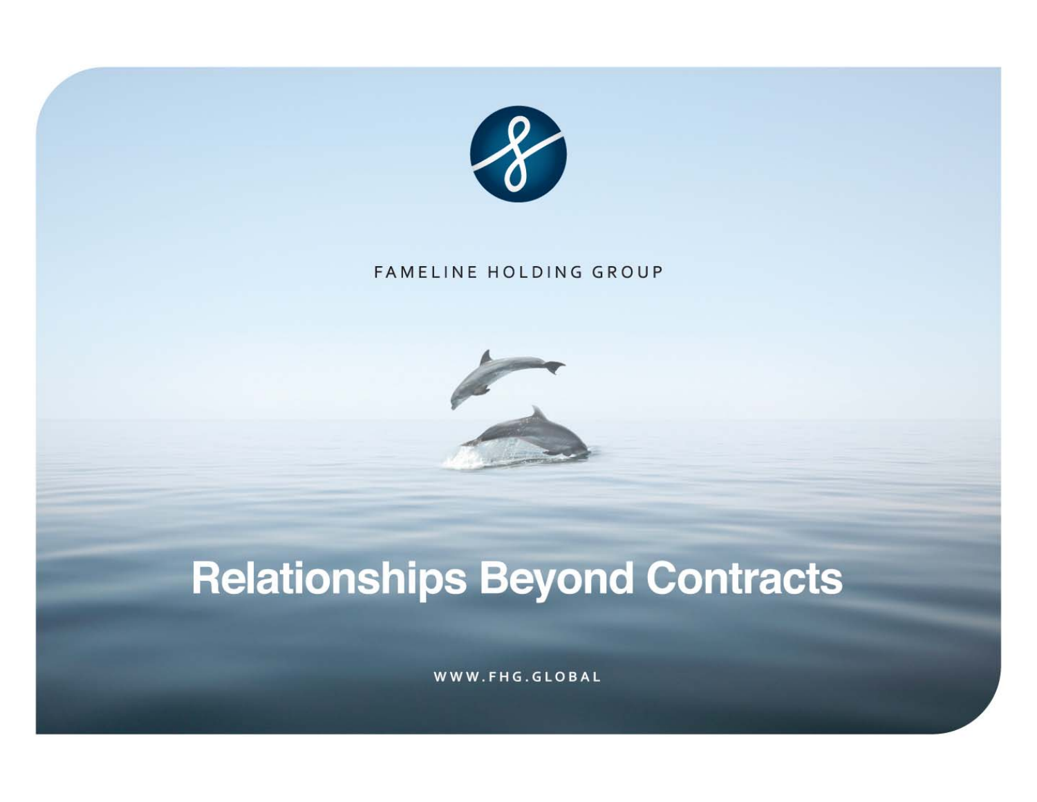FAMELINE HOLDING GROUP

# Relationships Beyond Contracts

WWW.FHG.GLOBAL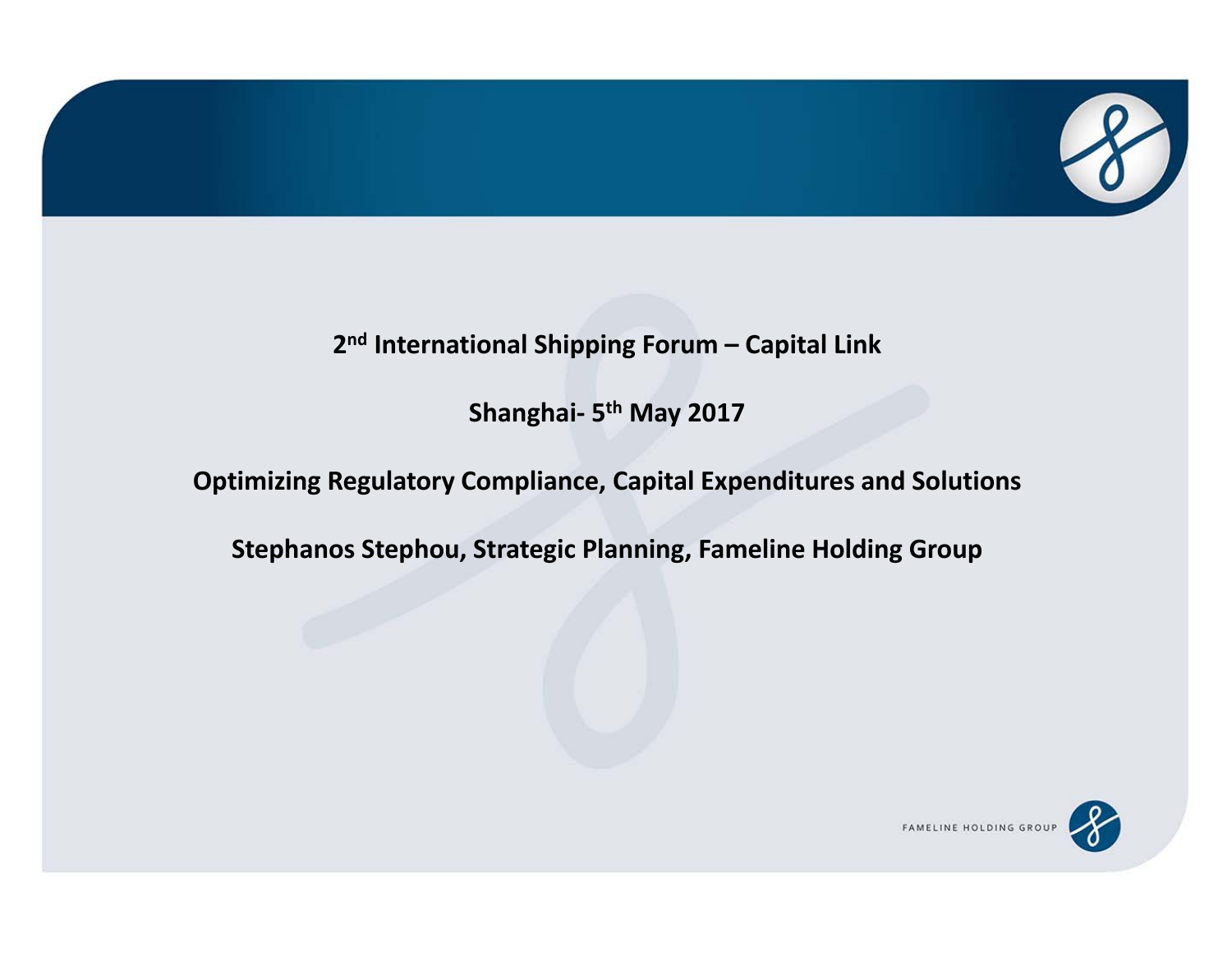**2nd International Shipping Forum – Capital Link**

**Shanghai- 5th May 2017**

**Optimizing Regulatory Compliance, Capital Expenditures and Solutions**

**Stephanos Stephou, Strategic Planning, Fameline Holding Group**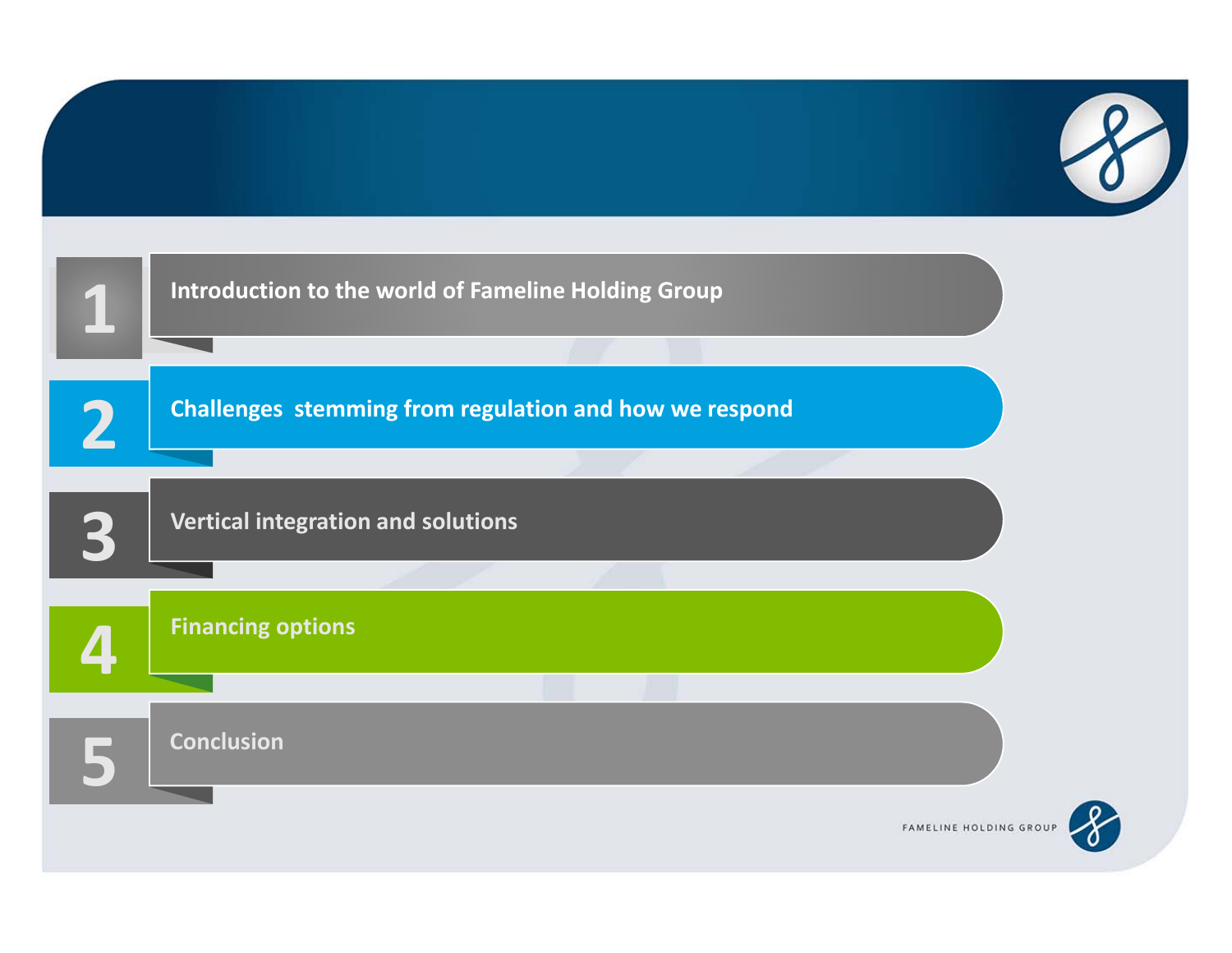1. Introduction to the world of Fameline Holding Group
2. Challenges stemming from regulation and how we respond
3. Vertical integration and solutions
4. Financing options
5. Conclusion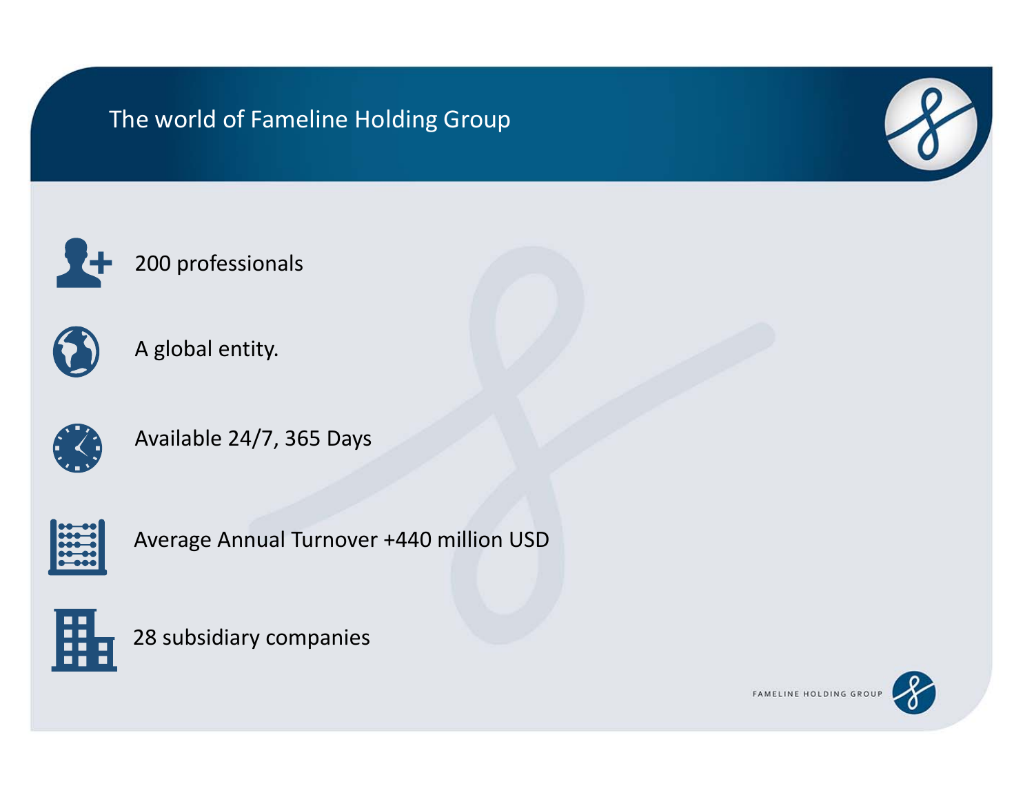# The world of Fameline Holding Group

- 200 professionals
- A global entity.
- Available 24/7, 365 Days
- Average Annual Turnover +440 million USD
- 28 subsidiary companies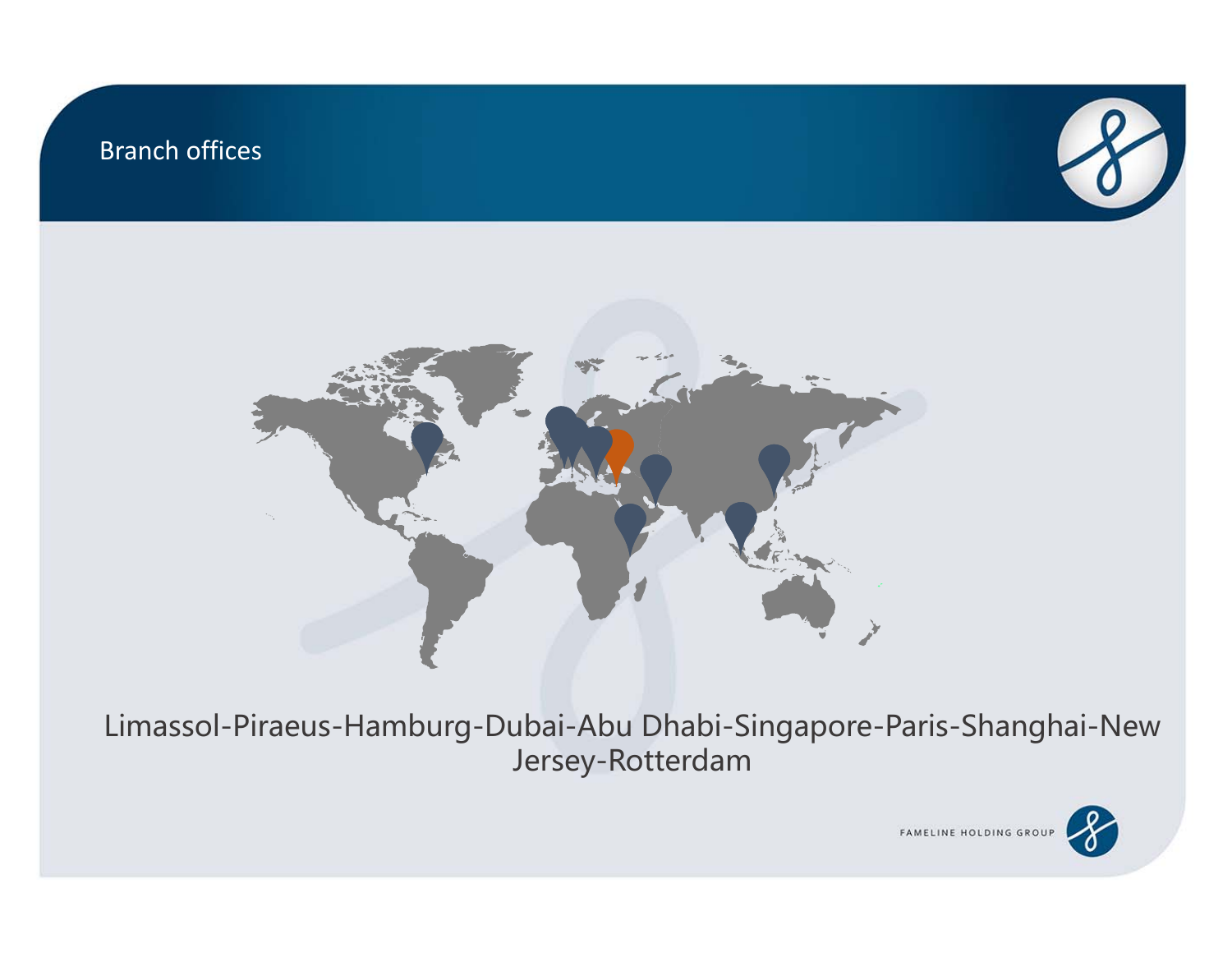## Branch offices

Limassol-Piraeus-Hamburg-Dubai-Abu Dhabi-Singapore-Paris-Shanghai-New Jersey-Rotterdam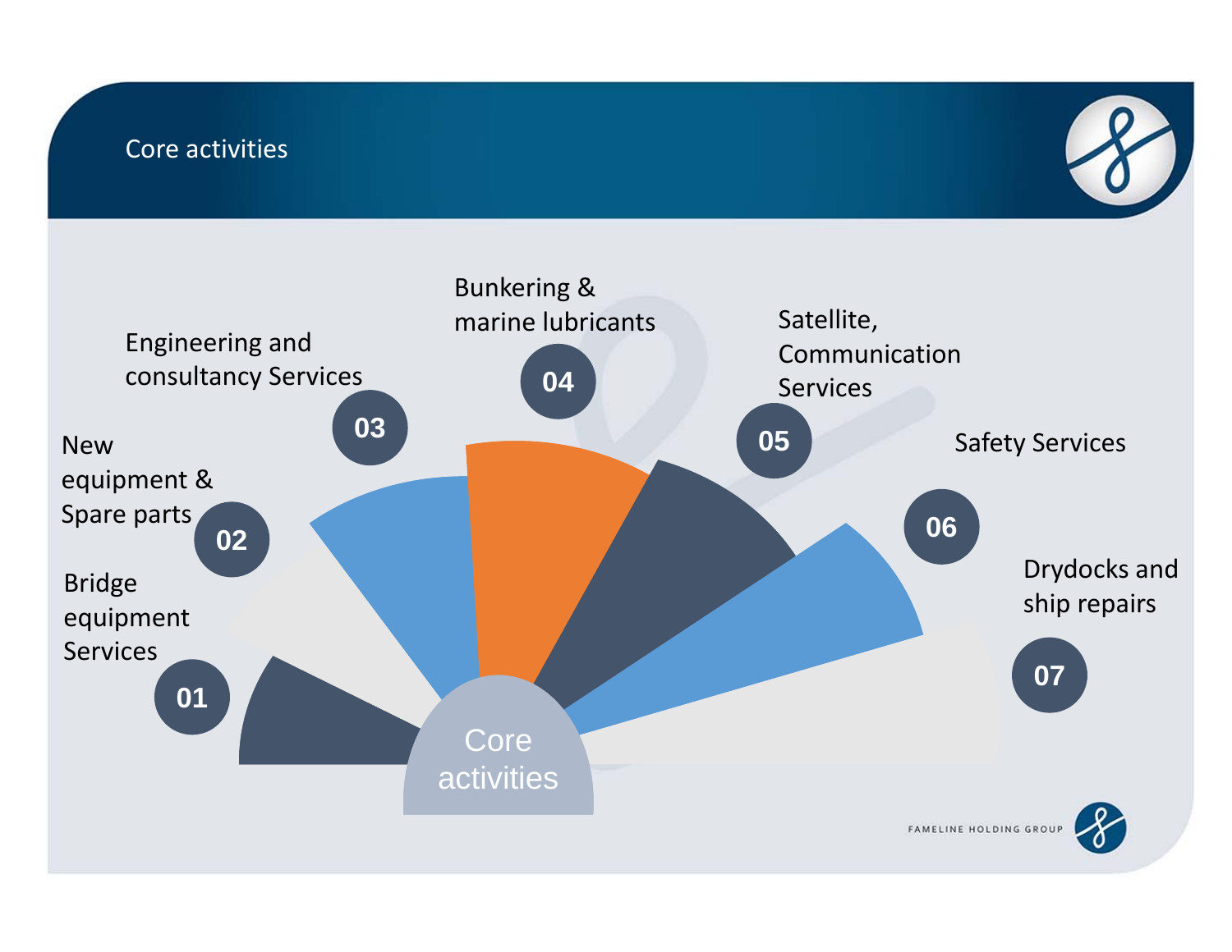# Core activities

- **01** Bridge equipment Services
- **02** New equipment & Spare parts
- **03** Engineering and consultancy Services
- **04** Bunkering & marine lubricants
- **05** Satellite, Communication Services
- **06** Safety Services
- **07** Drydocks and ship repairs

Core activities

FAMELINE HOLDING GROUP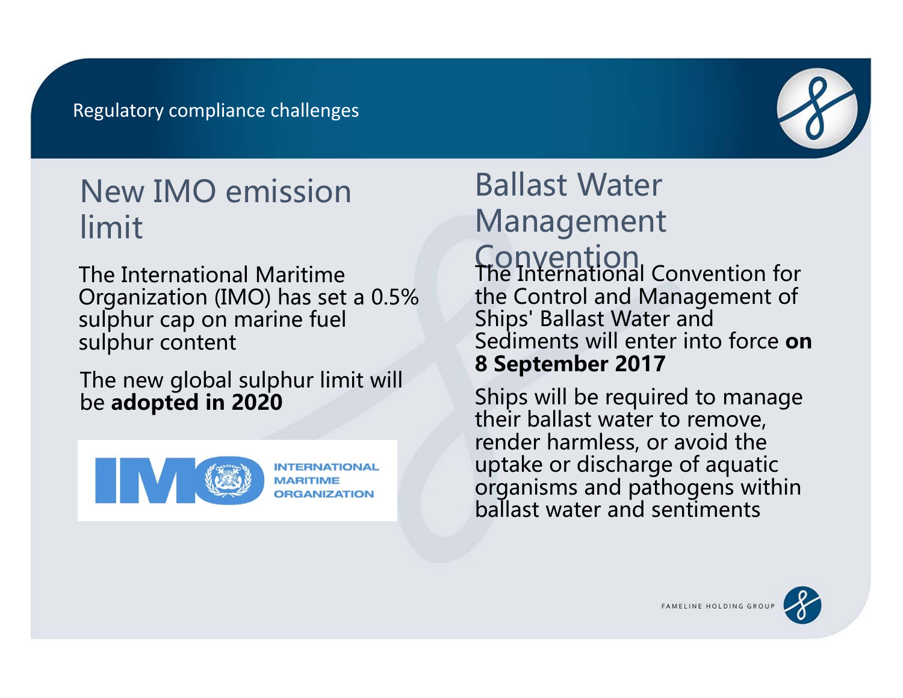Regulatory compliance challenges

## New IMO emission limit

The International Maritime Organization (IMO) has set a 0.5% sulphur cap on marine fuel sulphur content

The new global sulphur limit will be **adopted in 2020**

## Ballast Water Management Convention

The International Convention for the Control and Management of Ships' Ballast Water and Sediments will enter into force **on 8 September 2017**

Ships will be required to manage their ballast water to remove, render harmless, or avoid the uptake or discharge of aquatic organisms and pathogens within ballast water and sentiments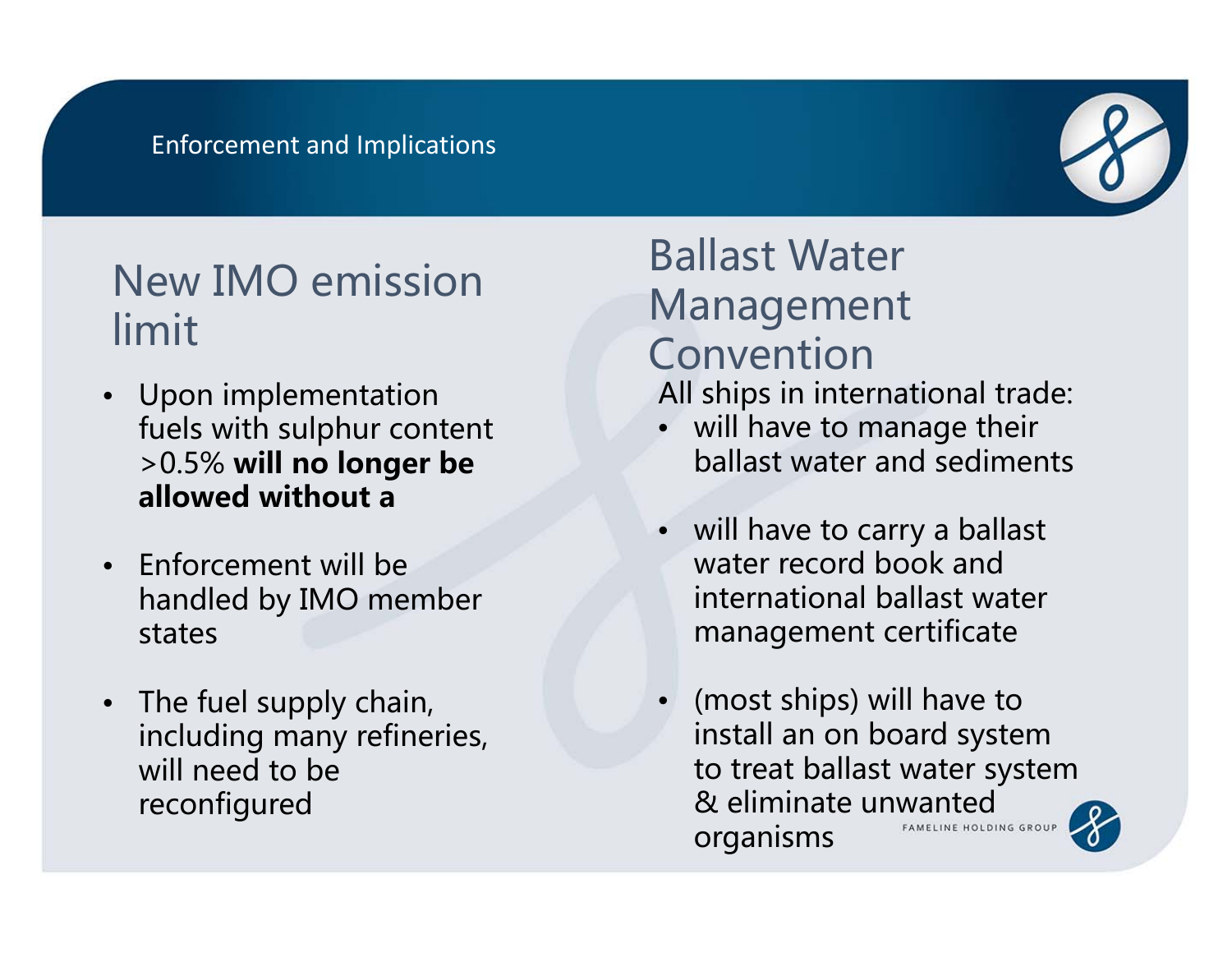# Enforcement and Implications

## New IMO emission limit

- Upon implementation fuels with sulphur content >0.5% **will no longer be allowed without a**
- Enforcement will be handled by IMO member states
- The fuel supply chain, including many refineries, will need to be reconfigured

## Ballast Water Management Convention

All ships in international trade:

- will have to manage their ballast water and sediments
- will have to carry a ballast water record book and international ballast water management certificate
- (most ships) will have to install an on board system to treat ballast water system & eliminate unwanted organisms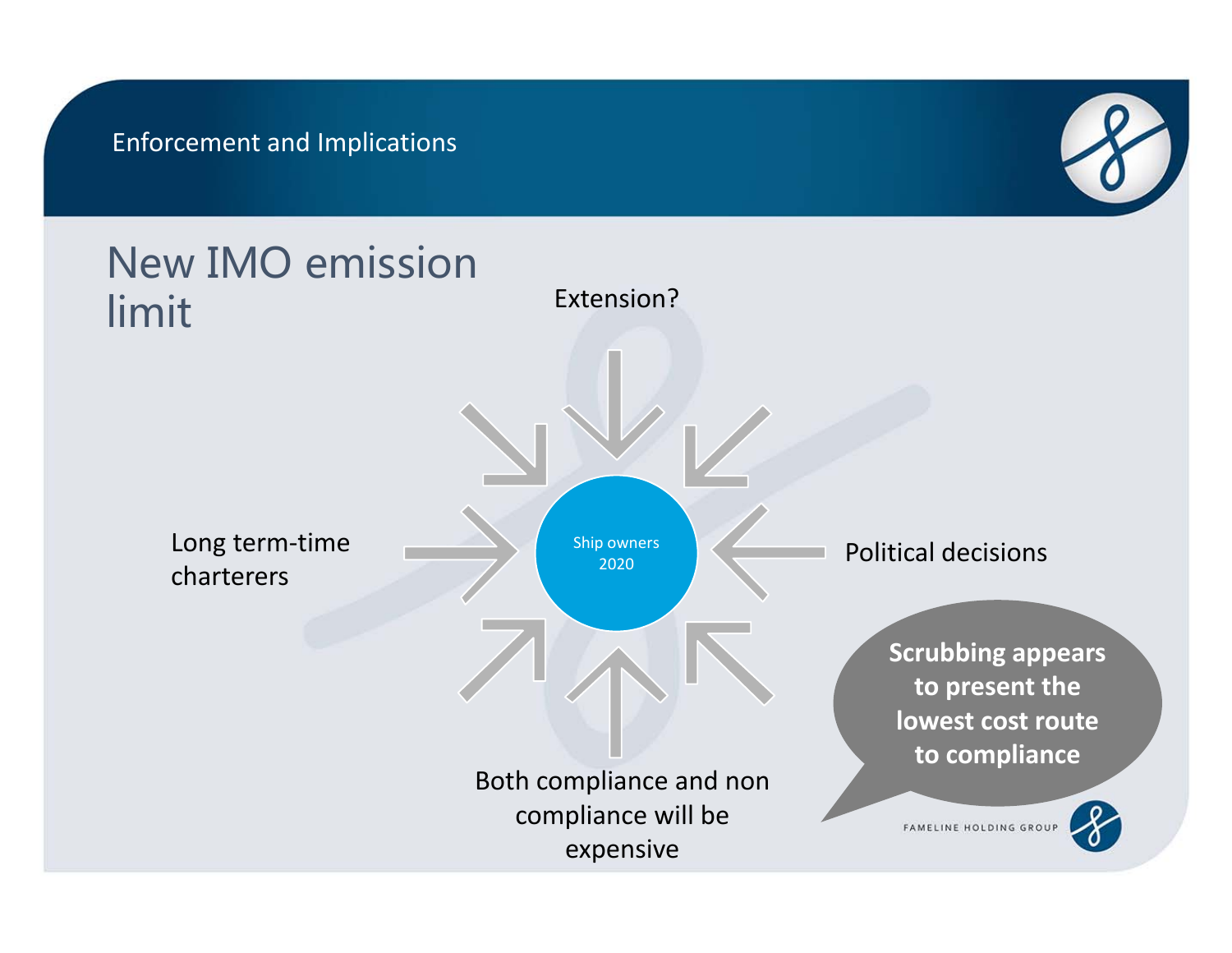Enforcement and Implications

# New IMO emission limit

Extension?

Long term-time charterers

Ship owners 2020

Political decisions

Both compliance and non compliance will be expensive

**Scrubbing appears to present the lowest cost route to compliance**

FAMELINE HOLDING GROUP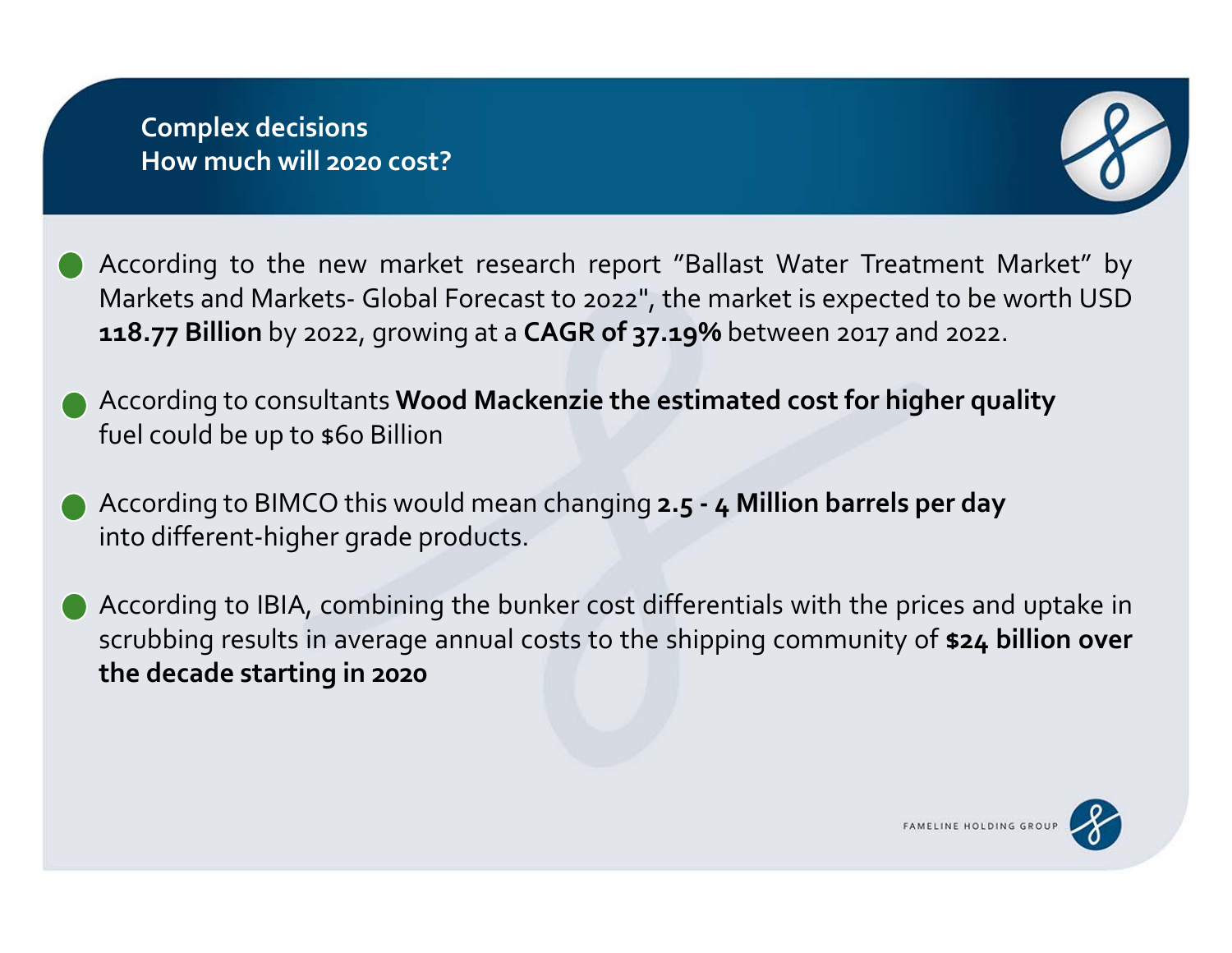## Complex decisions
## How much will 2020 cost?

- According to the new market research report "Ballast Water Treatment Market" by Markets and Markets- Global Forecast to 2022", the market is expected to be worth USD **118.77 Billion** by 2022, growing at a **CAGR of 37.19%** between 2017 and 2022.

- According to consultants **Wood Mackenzie the estimated cost for higher quality** fuel could be up to $60 Billion

- According to BIMCO this would mean changing **2.5 - 4 Million barrels per day** into different-higher grade products.

- According to IBIA, combining the bunker cost differentials with the prices and uptake in scrubbing results in average annual costs to the shipping community of **$24 billion over the decade starting in 2020**

FAMELINE HOLDING GROUP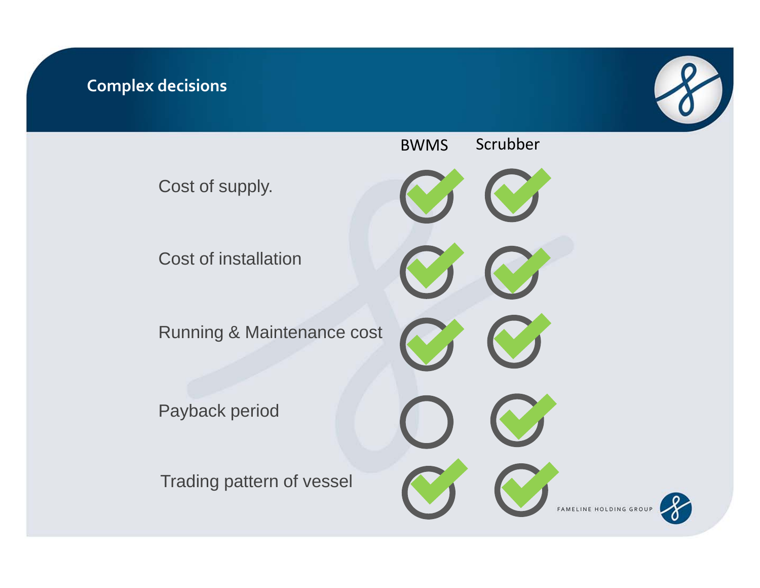## Complex decisions

| | BWMS | Scrubber |
|---|---|---|
| Cost of supply. | ✓ | ✓ |
| Cost of installation | ✓ | ✓ |
| Running & Maintenance cost | ✓ | ✓ |
| Payback period | | ✓ |
| Trading pattern of vessel | ✓ | ✓ |

FAMELINE HOLDING GROUP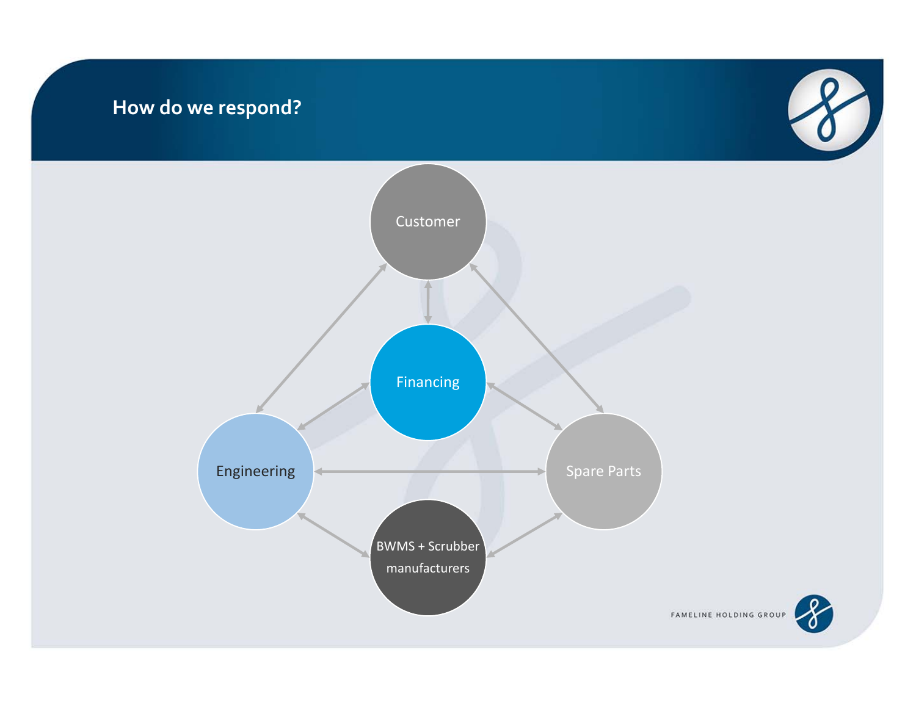# How do we respond?

Customer

Financing

Engineering

Spare Parts

BWMS + Scrubber manufacturers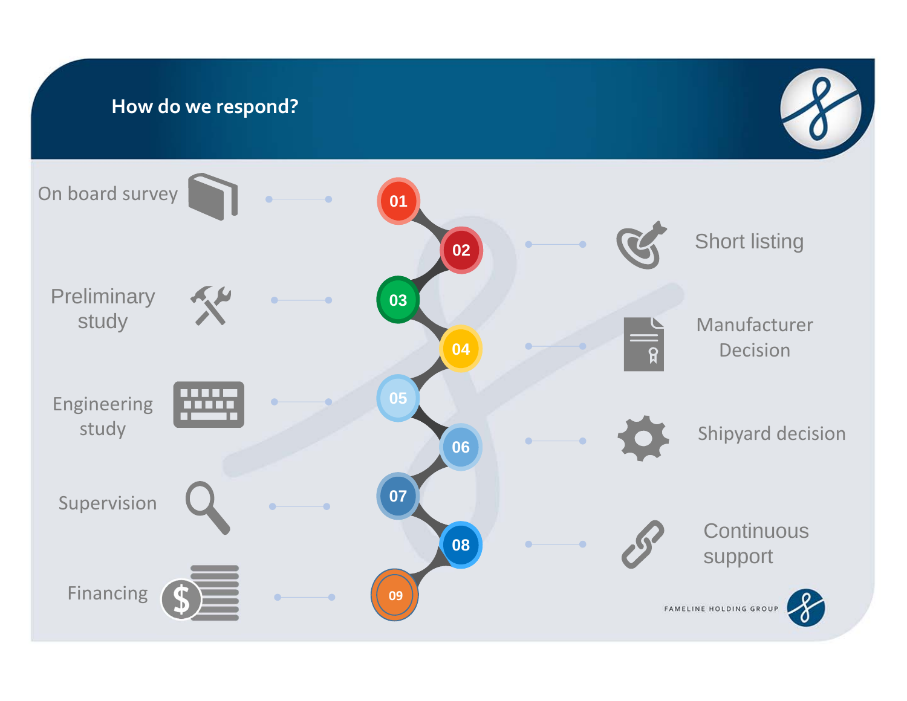# How do we respond?

1. On board survey
2. Short listing
3. Preliminary study
4. Manufacturer Decision
5. Engineering study
6. Shipyard decision
7. Supervision
8. Continuous support
9. Financing

FAMELINE HOLDING GROUP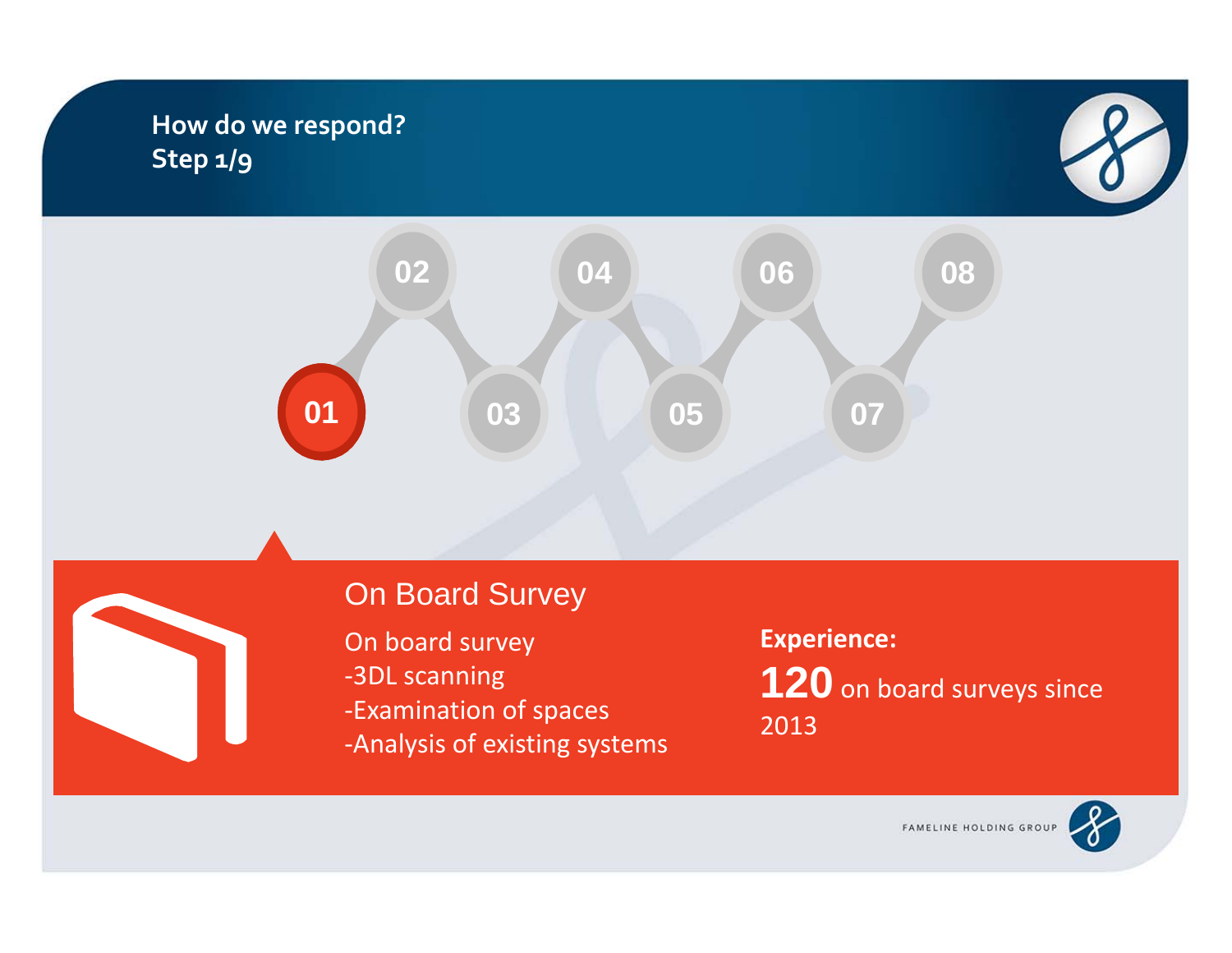# How do we respond?
## Step 1/9

01 02 03 04 05 06 07 08

### On Board Survey

On board survey
-3DL scanning
-Examination of spaces
-Analysis of existing systems

**Experience:**
**120** on board surveys since 2013

FAMELINE HOLDING GROUP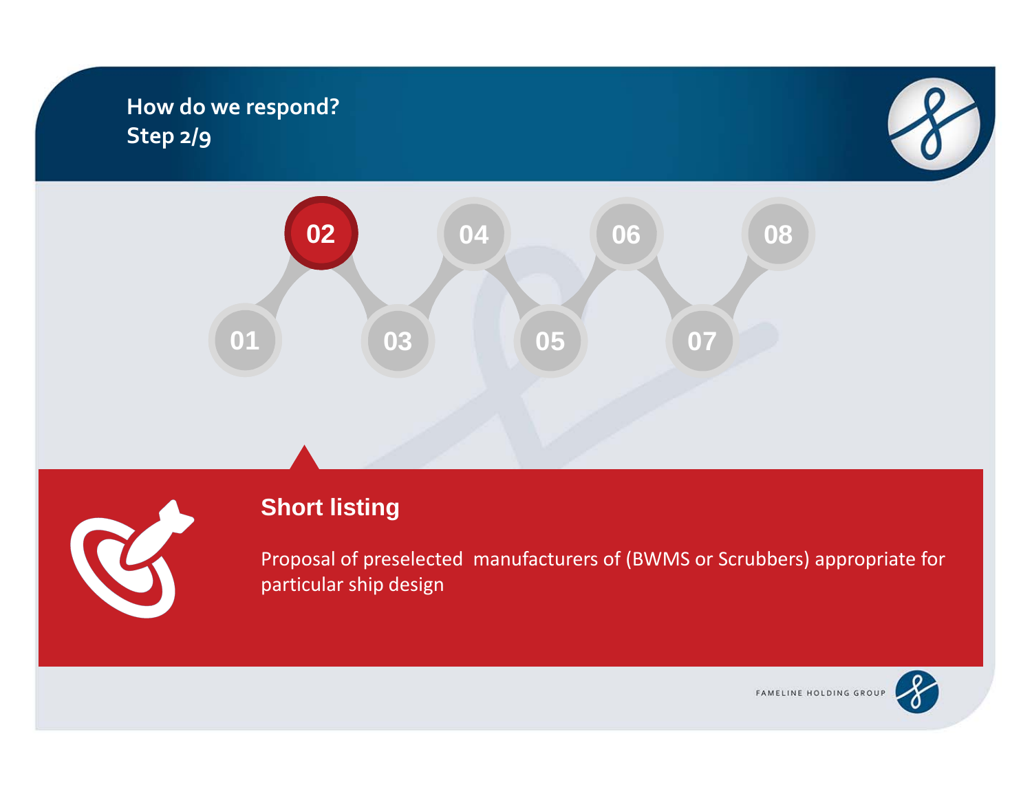# How do we respond?
## Step 2/9

01 02 03 04 05 06 07 08

### Short listing

Proposal of preselected manufacturers of (BWMS or Scrubbers) appropriate for particular ship design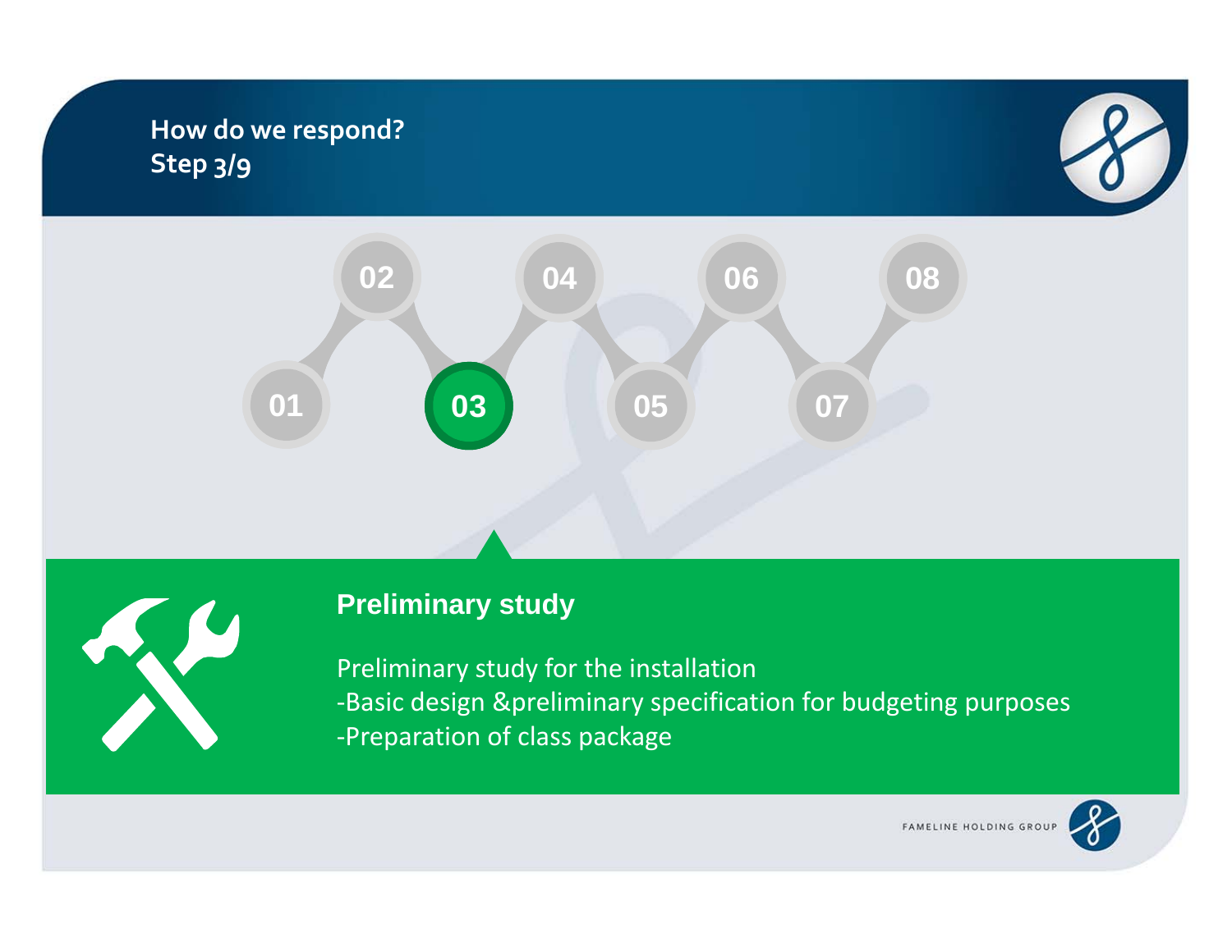## How do we respond?
## Step 3/9

01 02 03 04 05 06 07 08

### Preliminary study

Preliminary study for the installation
-Basic design &preliminary specification for budgeting purposes
-Preparation of class package

FAMELINE HOLDING GROUP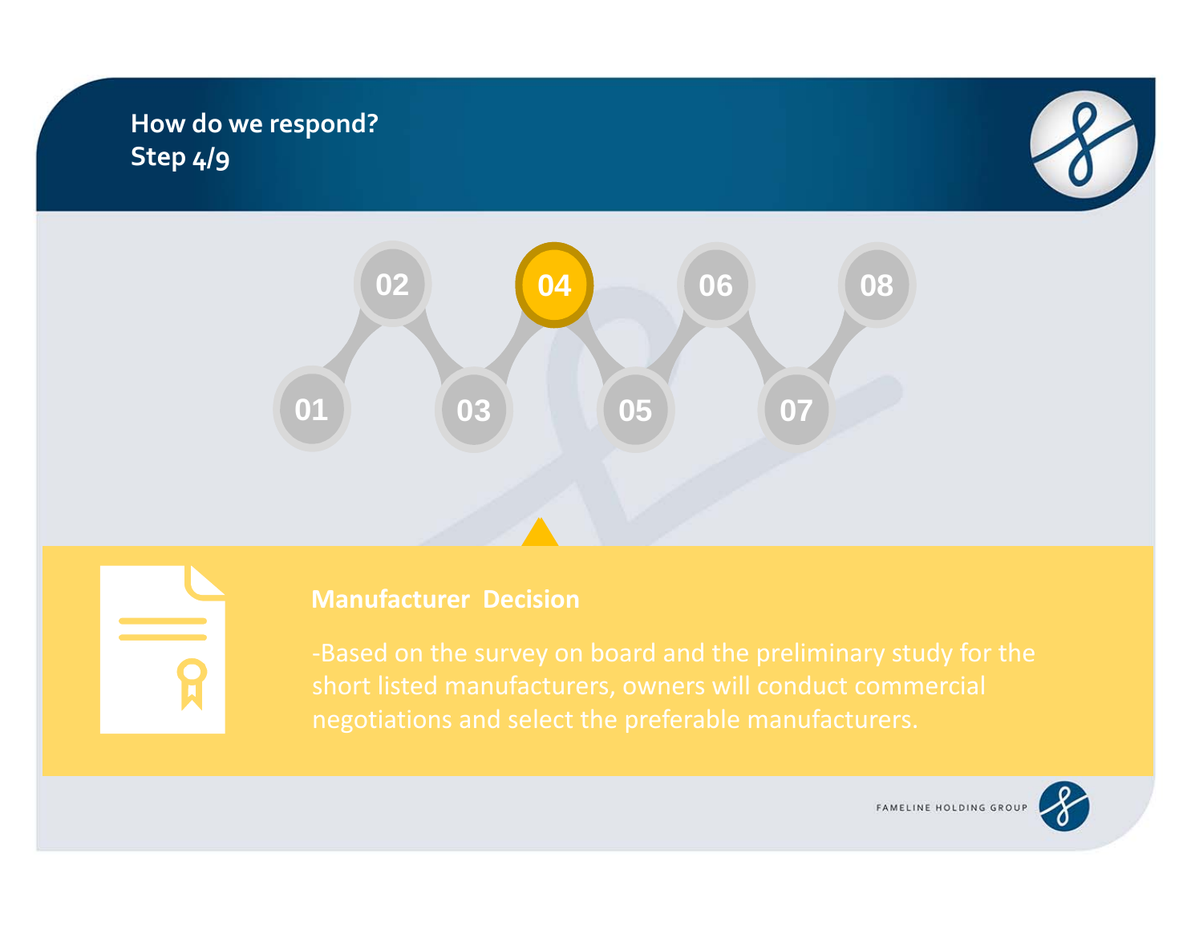# How do we respond?
## Step 4/9

01 02 03 **04** 05 06 07 08

### Manufacturer Decision

-Based on the survey on board and the preliminary study for the short listed manufacturers, owners will conduct commercial negotiations and select the preferable manufacturers.

FAMELINE HOLDING GROUP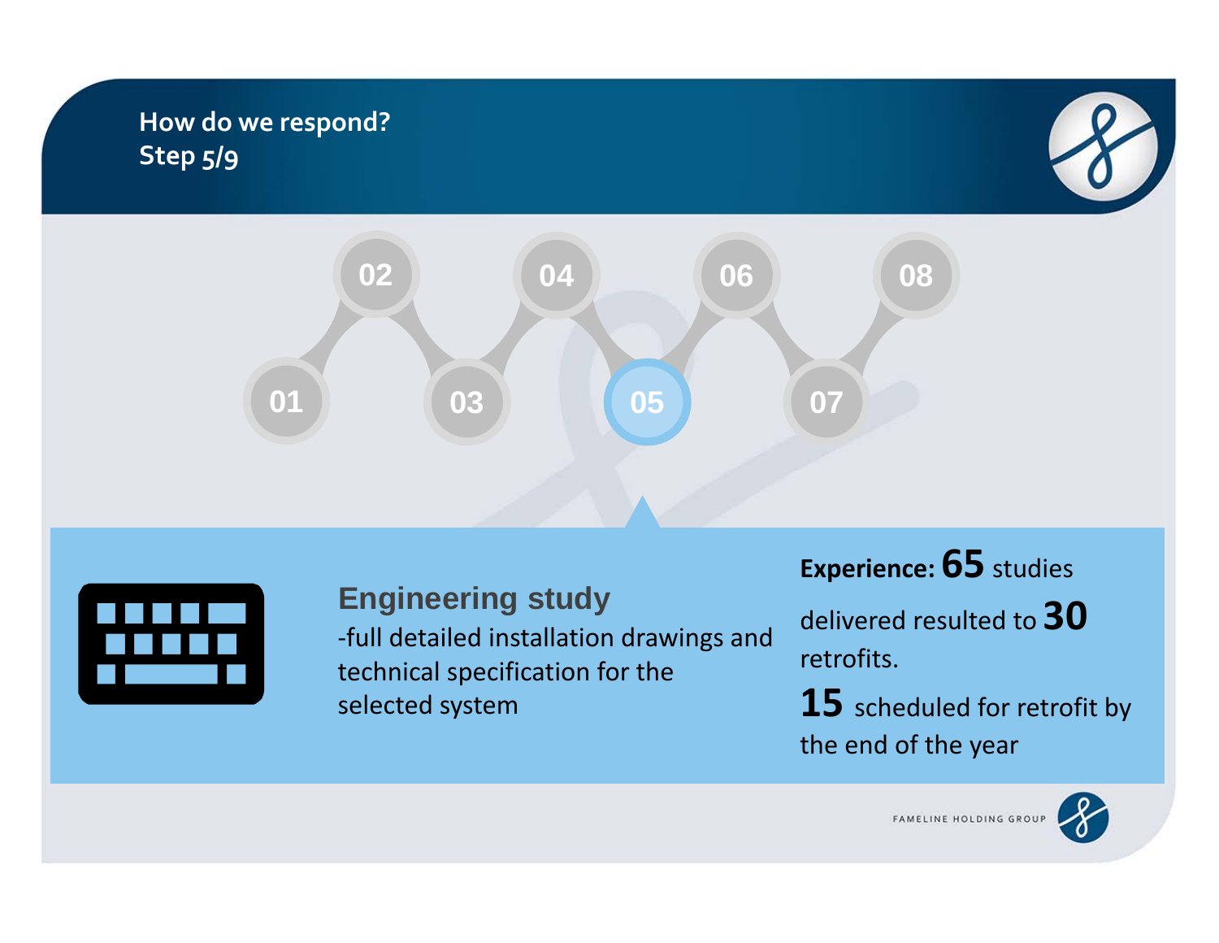## How do we respond?
## Step 5/9

01 02 03 04 **05** 06 07 08

### Engineering study

-full detailed installation drawings and technical specification for the selected system

**Experience: 65** studies delivered resulted to **30** retrofits.

**15** scheduled for retrofit by the end of the year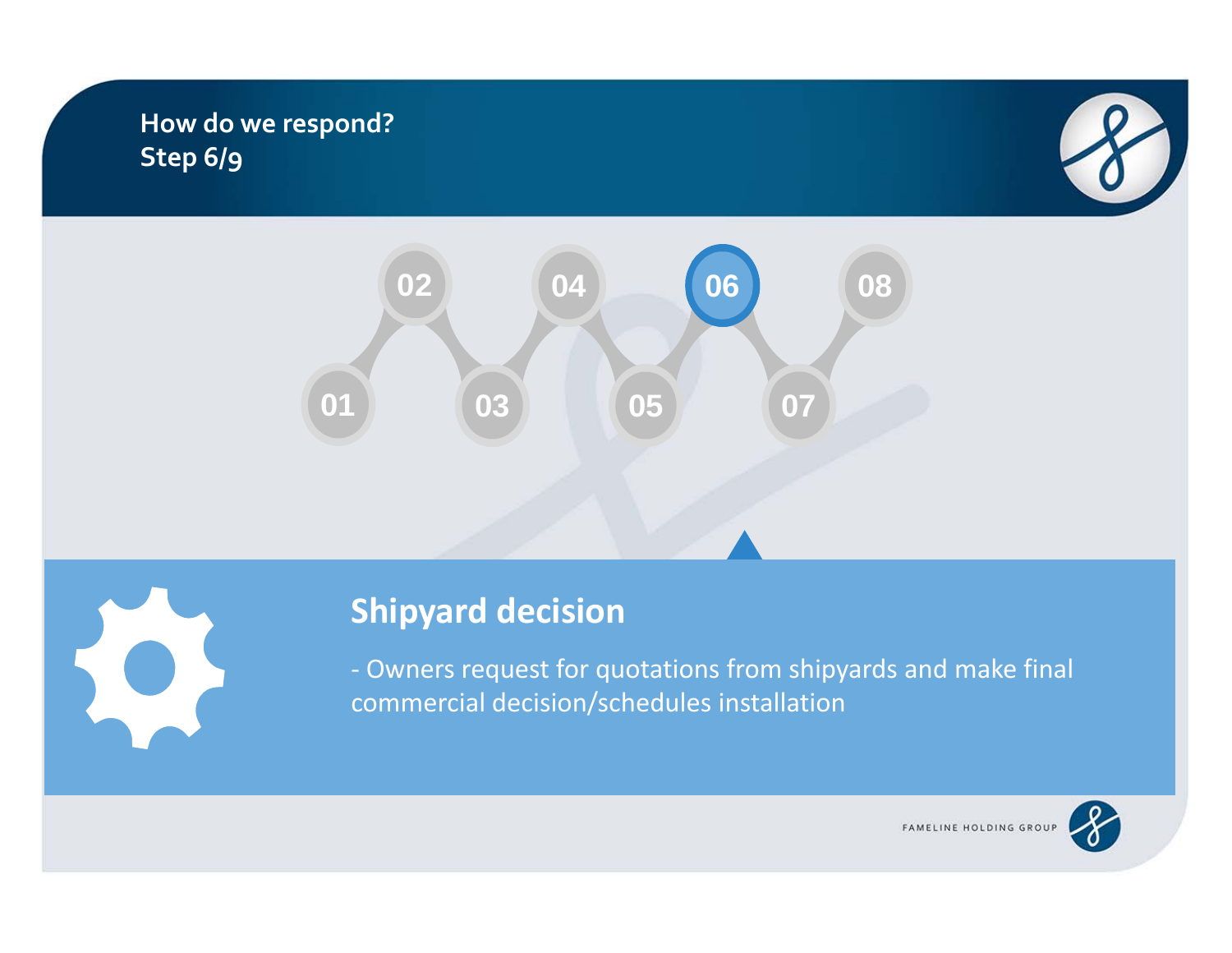## How do we respond?
## Step 6/9

01 02 03 04 05 06 07 08

### Shipyard decision

- Owners request for quotations from shipyards and make final commercial decision/schedules installation

FAMELINE HOLDING GROUP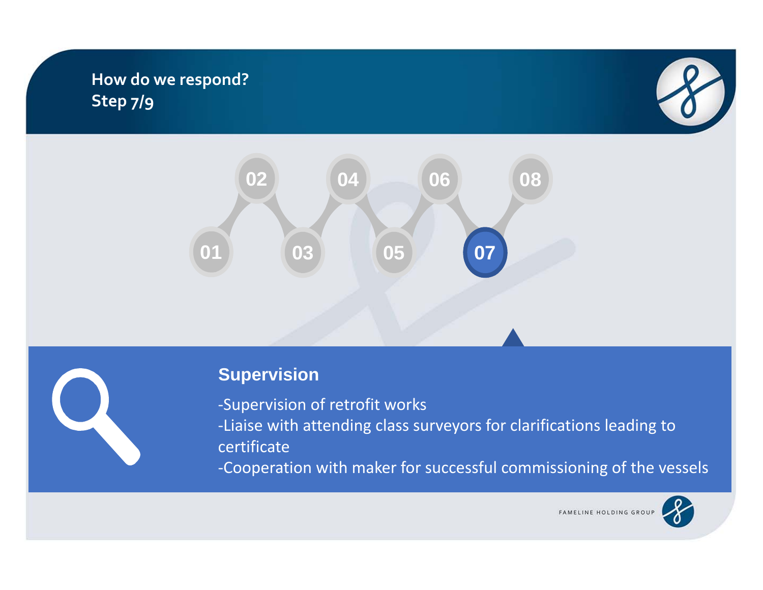# How do we respond?
Step 7/9

01 02 03 04 05 06 07 08

## Supervision

-Supervision of retrofit works
-Liaise with attending class surveyors for clarifications leading to certificate
-Cooperation with maker for successful commissioning of the vessels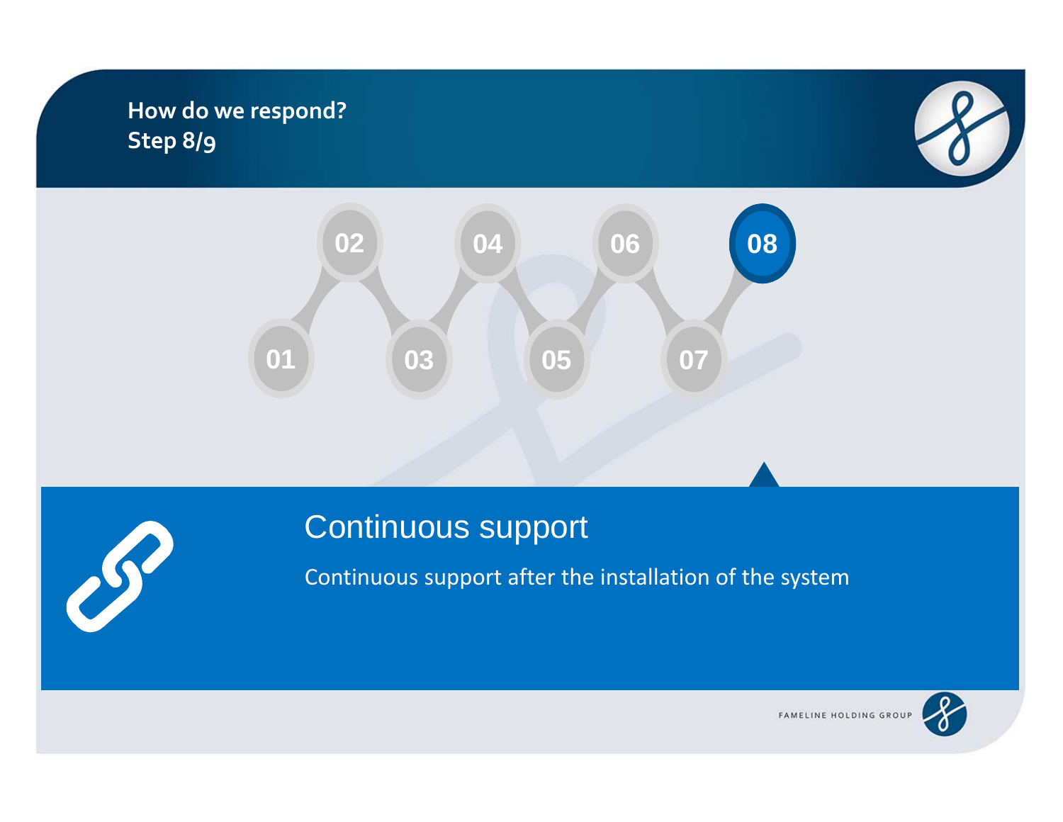**How do we respond?**
**Step 8/9**

01 02 03 04 05 06 07 08

## Continuous support

Continuous support after the installation of the system

FAMELINE HOLDING GROUP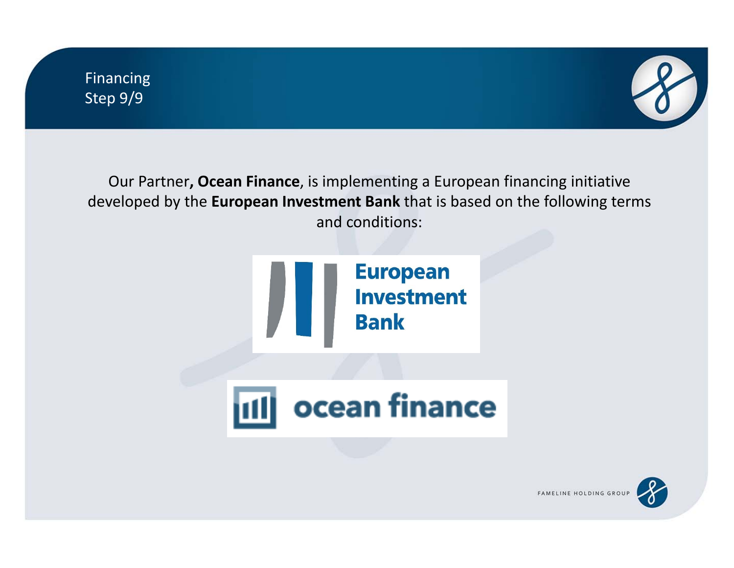Financing
Step 9/9

Our Partner**, Ocean Finance**, is implementing a European financing initiative developed by the **European Investment Bank** that is based on the following terms and conditions:

European Investment Bank

ocean finance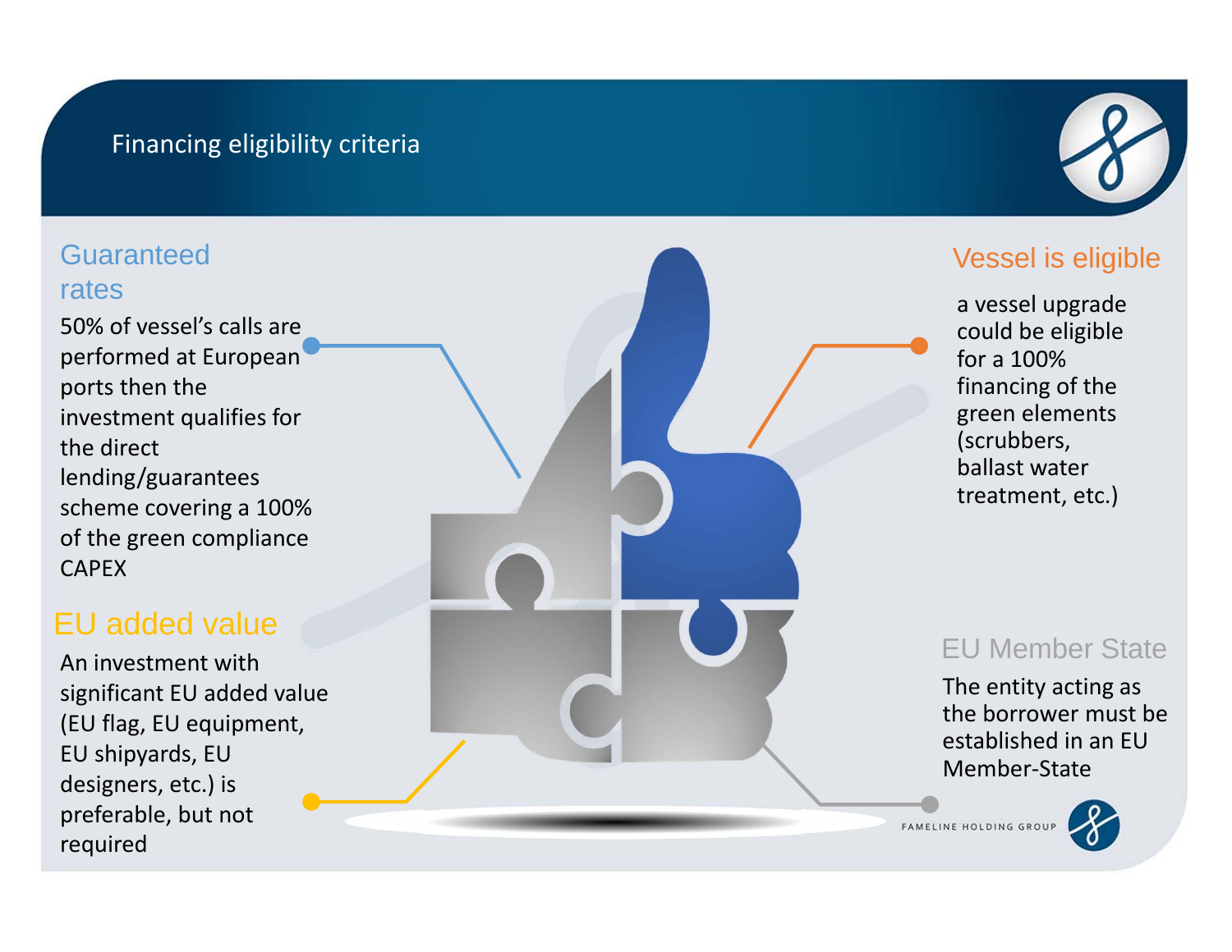# Financing eligibility criteria

## Guaranteed rates

50% of vessel's calls are performed at European ports then the investment qualifies for the direct lending/guarantees scheme covering a 100% of the green compliance CAPEX

## EU added value

An investment with significant EU added value (EU flag, EU equipment, EU shipyards, EU designers, etc.) is preferable, but not required

## Vessel is eligible

a vessel upgrade could be eligible for a 100% financing of the green elements (scrubbers, ballast water treatment, etc.)

## EU Member State

The entity acting as the borrower must be established in an EU Member-State

FAMELINE HOLDING GROUP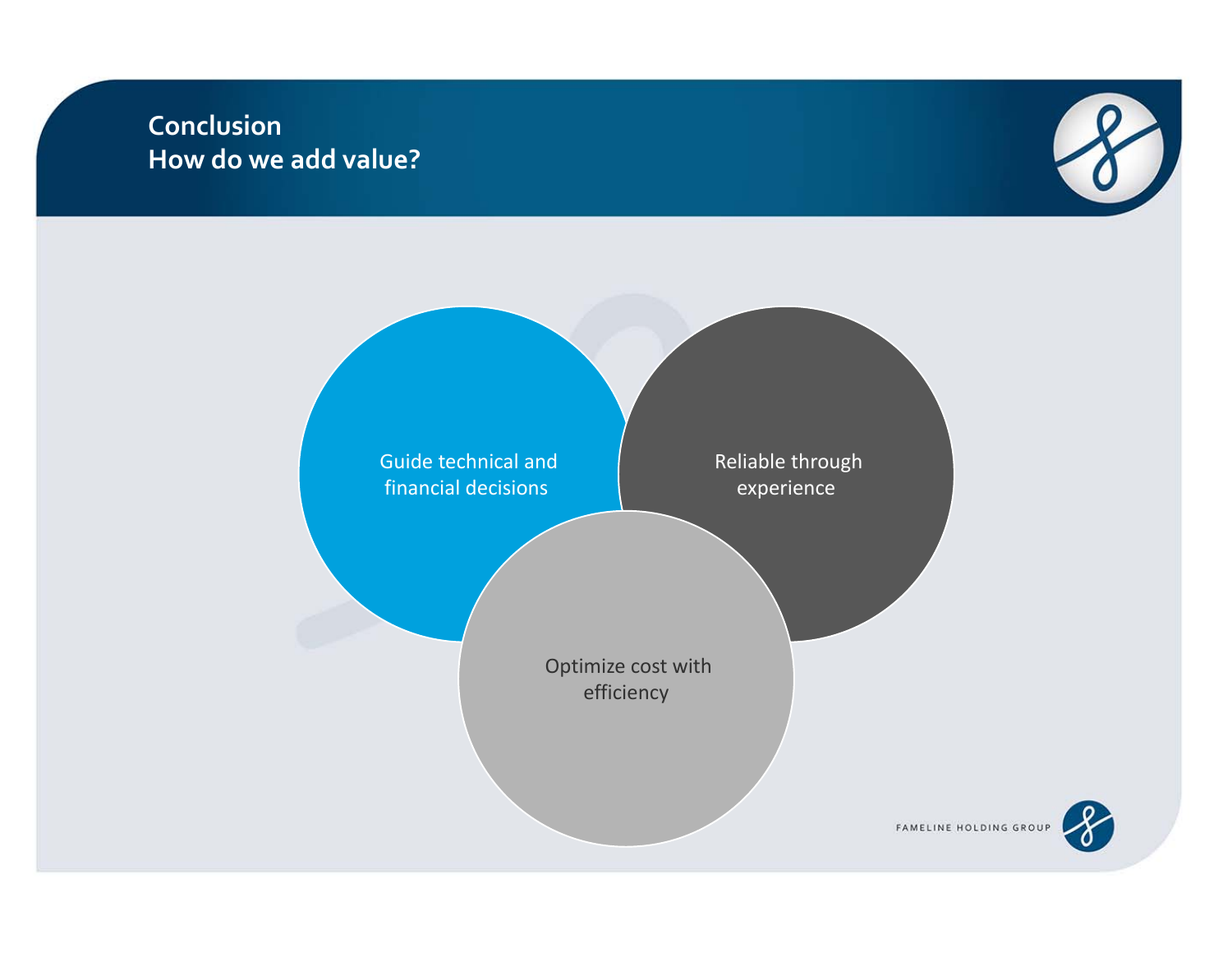# Conclusion
## How do we add value?

- Guide technical and financial decisions
- Reliable through experience
- Optimize cost with efficiency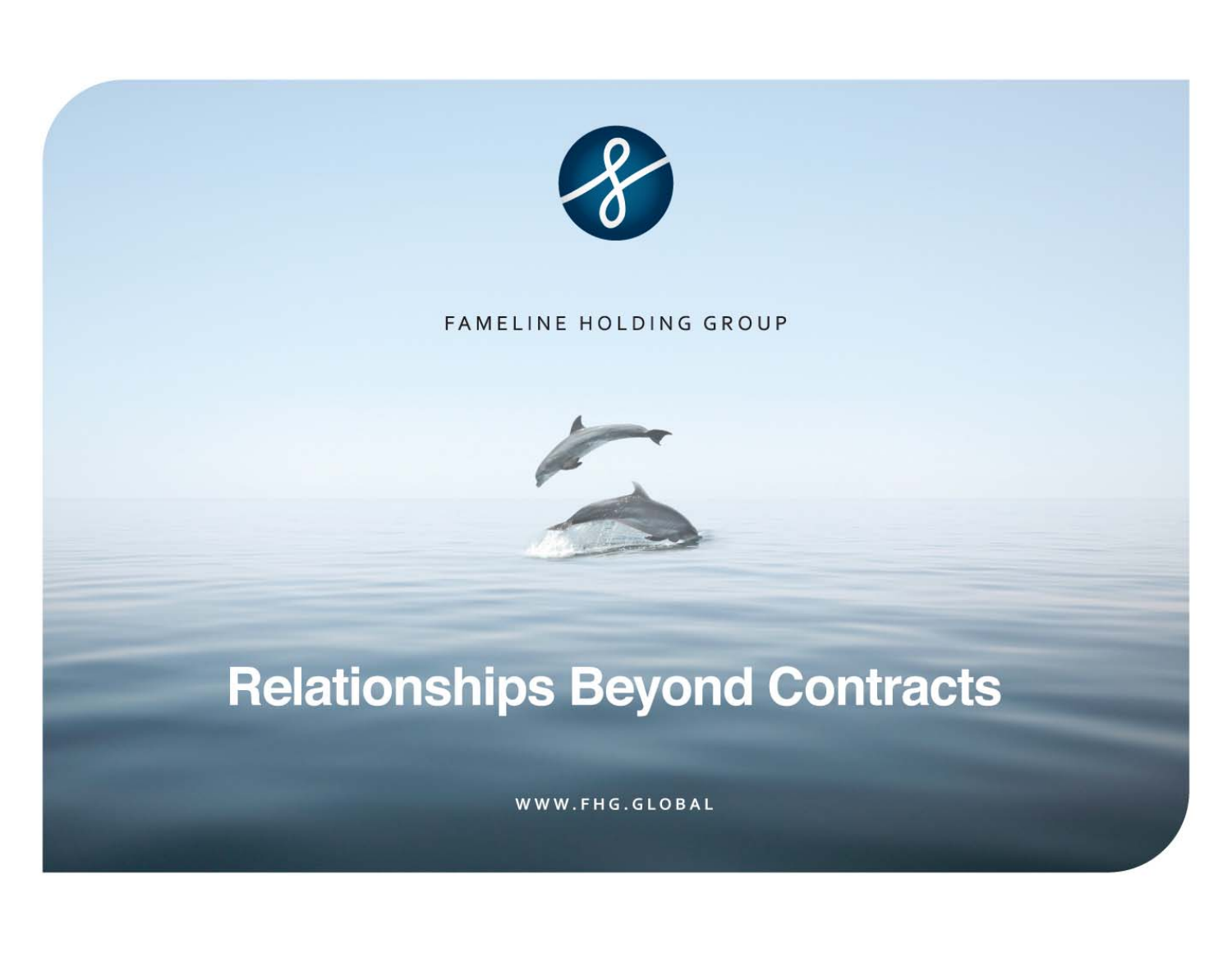FAMELINE HOLDING GROUP

# Relationships Beyond Contracts

WWW.FHG.GLOBAL